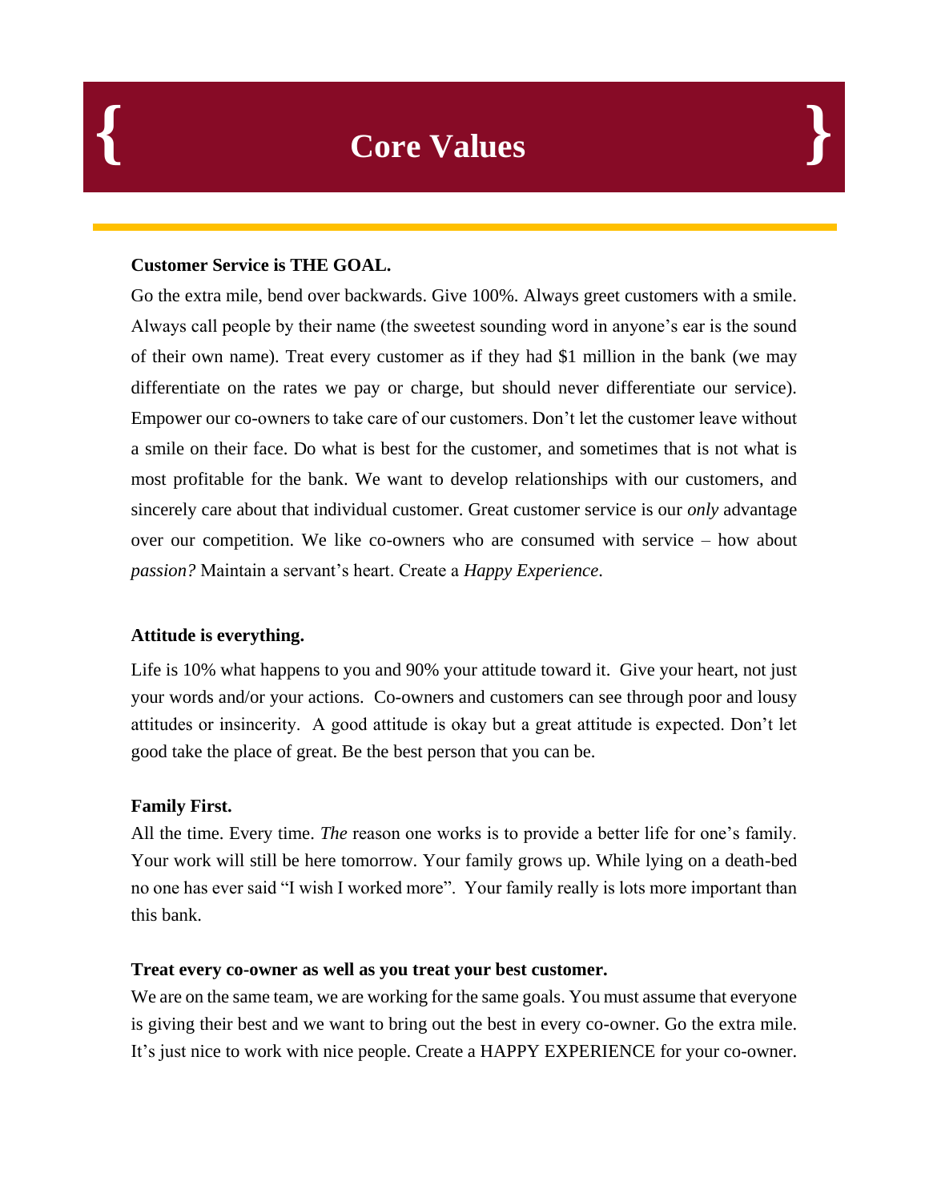# Core Values

**Customer Service is THE GOAL.**

Go the extra mile, bend over backwards. Give 100%. Always greet customers with a smile. Always call people by their name (the sweetest sounding word in anyone's ear is the sound of their own name). Treat every customer as if they had $1 million in the bank (we may differentiate on the rates we pay or charge, but should never differentiate our service). Empower our co-owners to take care of our customers. Don't let the customer leave without a smile on their face. Do what is best for the customer, and sometimes that is not what is most profitable for the bank. We want to develop relationships with our customers, and sincerely care about that individual customer. Great customer service is our *only* advantage over our competition. We like co-owners who are consumed with service – how about *passion?* Maintain a servant's heart. Create a *Happy Experience*.

**Attitude is everything.**

Life is 10% what happens to you and 90% your attitude toward it. Give your heart, not just your words and/or your actions. Co-owners and customers can see through poor and lousy attitudes or insincerity. A good attitude is okay but a great attitude is expected. Don't let good take the place of great. Be the best person that you can be.

**Family First.**

All the time. Every time. *The* reason one works is to provide a better life for one's family. Your work will still be here tomorrow. Your family grows up. While lying on a death-bed no one has ever said "I wish I worked more". Your family really is lots more important than this bank.

**Treat every co-owner as well as you treat your best customer.**

We are on the same team, we are working for the same goals. You must assume that everyone is giving their best and we want to bring out the best in every co-owner. Go the extra mile. It's just nice to work with nice people. Create a HAPPY EXPERIENCE for your co-owner.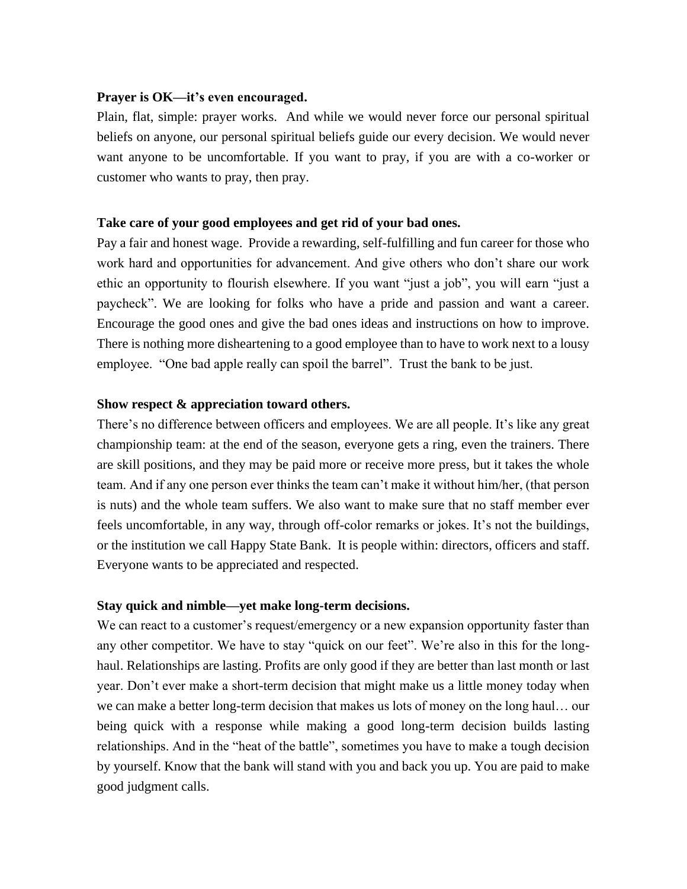**Prayer is OK—it's even encouraged.**

Plain, flat, simple: prayer works. And while we would never force our personal spiritual beliefs on anyone, our personal spiritual beliefs guide our every decision. We would never want anyone to be uncomfortable. If you want to pray, if you are with a co-worker or customer who wants to pray, then pray.

**Take care of your good employees and get rid of your bad ones.**

Pay a fair and honest wage. Provide a rewarding, self-fulfilling and fun career for those who work hard and opportunities for advancement. And give others who don't share our work ethic an opportunity to flourish elsewhere. If you want "just a job", you will earn "just a paycheck". We are looking for folks who have a pride and passion and want a career. Encourage the good ones and give the bad ones ideas and instructions on how to improve. There is nothing more disheartening to a good employee than to have to work next to a lousy employee. "One bad apple really can spoil the barrel". Trust the bank to be just.

**Show respect & appreciation toward others.**

There's no difference between officers and employees. We are all people. It's like any great championship team: at the end of the season, everyone gets a ring, even the trainers. There are skill positions, and they may be paid more or receive more press, but it takes the whole team. And if any one person ever thinks the team can't make it without him/her, (that person is nuts) and the whole team suffers. We also want to make sure that no staff member ever feels uncomfortable, in any way, through off-color remarks or jokes. It's not the buildings, or the institution we call Happy State Bank. It is people within: directors, officers and staff. Everyone wants to be appreciated and respected.

**Stay quick and nimble—yet make long-term decisions.**

We can react to a customer's request/emergency or a new expansion opportunity faster than any other competitor. We have to stay "quick on our feet". We're also in this for the long-haul. Relationships are lasting. Profits are only good if they are better than last month or last year. Don't ever make a short-term decision that might make us a little money today when we can make a better long-term decision that makes us lots of money on the long haul… our being quick with a response while making a good long-term decision builds lasting relationships. And in the "heat of the battle", sometimes you have to make a tough decision by yourself. Know that the bank will stand with you and back you up. You are paid to make good judgment calls.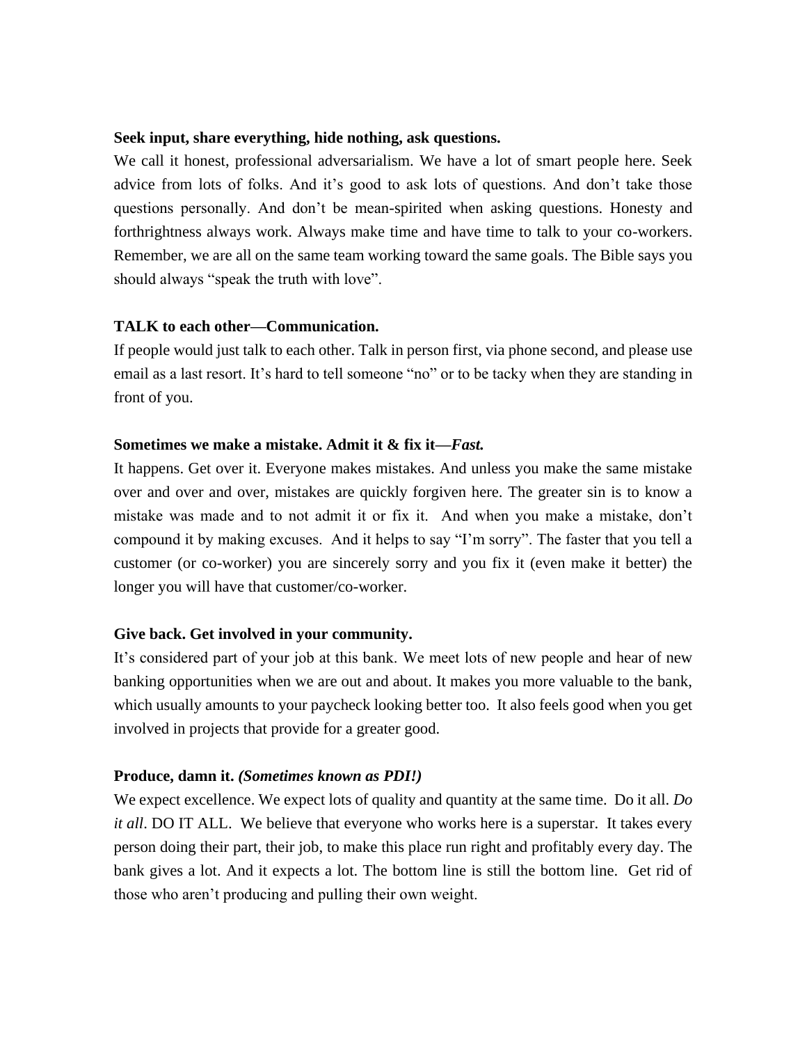**Seek input, share everything, hide nothing, ask questions.**

We call it honest, professional adversarialism. We have a lot of smart people here. Seek advice from lots of folks. And it's good to ask lots of questions. And don't take those questions personally. And don't be mean-spirited when asking questions. Honesty and forthrightness always work. Always make time and have time to talk to your co-workers. Remember, we are all on the same team working toward the same goals. The Bible says you should always "speak the truth with love".

**TALK to each other—Communication.**

If people would just talk to each other. Talk in person first, via phone second, and please use email as a last resort. It's hard to tell someone "no" or to be tacky when they are standing in front of you.

**Sometimes we make a mistake. Admit it & fix it—*Fast.***

It happens. Get over it. Everyone makes mistakes. And unless you make the same mistake over and over and over, mistakes are quickly forgiven here. The greater sin is to know a mistake was made and to not admit it or fix it. And when you make a mistake, don't compound it by making excuses. And it helps to say "I'm sorry". The faster that you tell a customer (or co-worker) you are sincerely sorry and you fix it (even make it better) the longer you will have that customer/co-worker.

**Give back. Get involved in your community.**

It's considered part of your job at this bank. We meet lots of new people and hear of new banking opportunities when we are out and about. It makes you more valuable to the bank, which usually amounts to your paycheck looking better too. It also feels good when you get involved in projects that provide for a greater good.

**Produce, damn it. *(Sometimes known as PDI!)***

We expect excellence. We expect lots of quality and quantity at the same time. Do it all. *Do it all*. DO IT ALL. We believe that everyone who works here is a superstar. It takes every person doing their part, their job, to make this place run right and profitably every day. The bank gives a lot. And it expects a lot. The bottom line is still the bottom line. Get rid of those who aren't producing and pulling their own weight.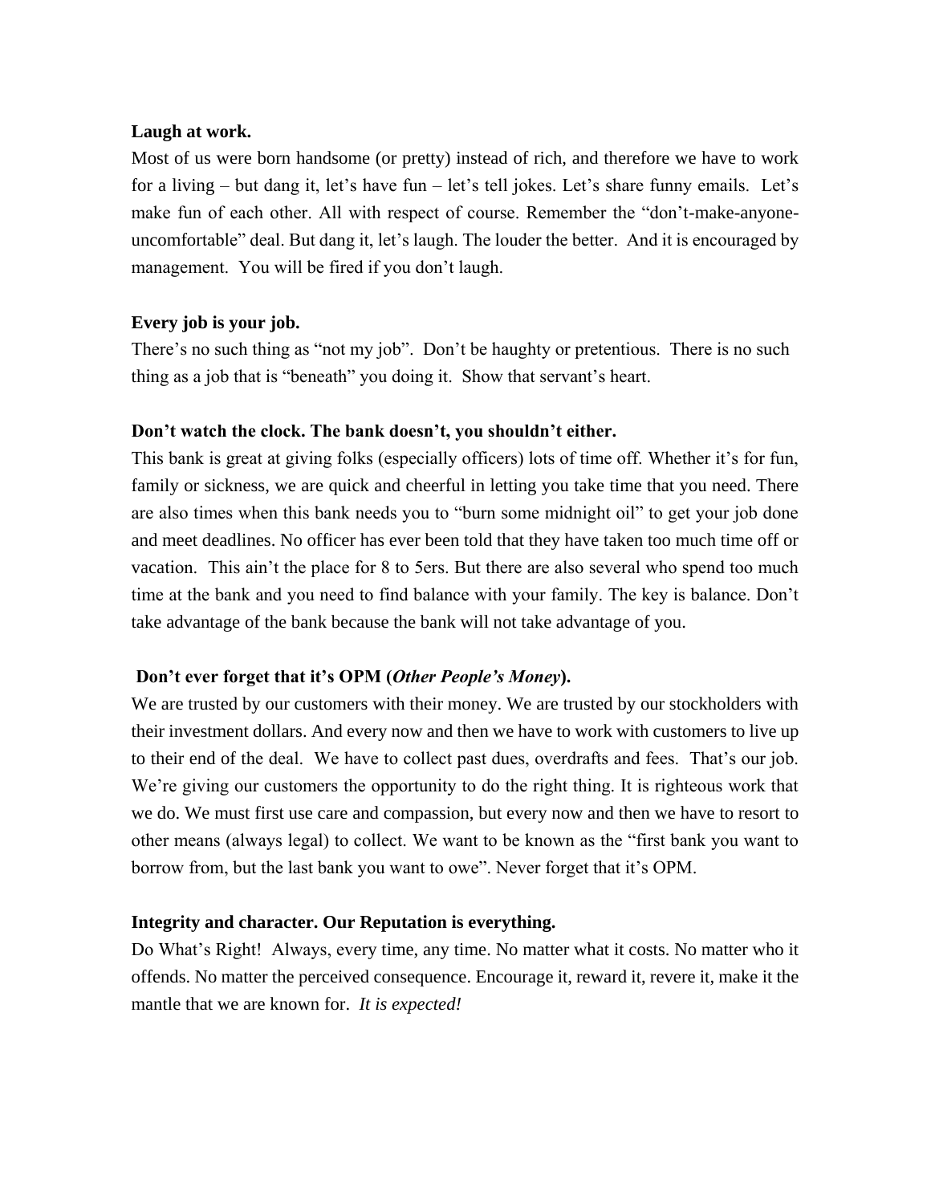**Laugh at work.**

Most of us were born handsome (or pretty) instead of rich, and therefore we have to work for a living – but dang it, let's have fun – let's tell jokes. Let's share funny emails. Let's make fun of each other. All with respect of course. Remember the "don't-make-anyone-uncomfortable" deal. But dang it, let's laugh. The louder the better. And it is encouraged by management. You will be fired if you don't laugh.

**Every job is your job.**

There's no such thing as "not my job". Don't be haughty or pretentious. There is no such thing as a job that is "beneath" you doing it. Show that servant's heart.

**Don't watch the clock. The bank doesn't, you shouldn't either.**

This bank is great at giving folks (especially officers) lots of time off. Whether it's for fun, family or sickness, we are quick and cheerful in letting you take time that you need. There are also times when this bank needs you to "burn some midnight oil" to get your job done and meet deadlines. No officer has ever been told that they have taken too much time off or vacation. This ain't the place for 8 to 5ers. But there are also several who spend too much time at the bank and you need to find balance with your family. The key is balance. Don't take advantage of the bank because the bank will not take advantage of you.

**Don't ever forget that it's OPM (*Other People's Money*).**

We are trusted by our customers with their money. We are trusted by our stockholders with their investment dollars. And every now and then we have to work with customers to live up to their end of the deal. We have to collect past dues, overdrafts and fees. That's our job. We're giving our customers the opportunity to do the right thing. It is righteous work that we do. We must first use care and compassion, but every now and then we have to resort to other means (always legal) to collect. We want to be known as the "first bank you want to borrow from, but the last bank you want to owe". Never forget that it's OPM.

**Integrity and character. Our Reputation is everything.**

Do What's Right! Always, every time, any time. No matter what it costs. No matter who it offends. No matter the perceived consequence. Encourage it, reward it, revere it, make it the mantle that we are known for. *It is expected!*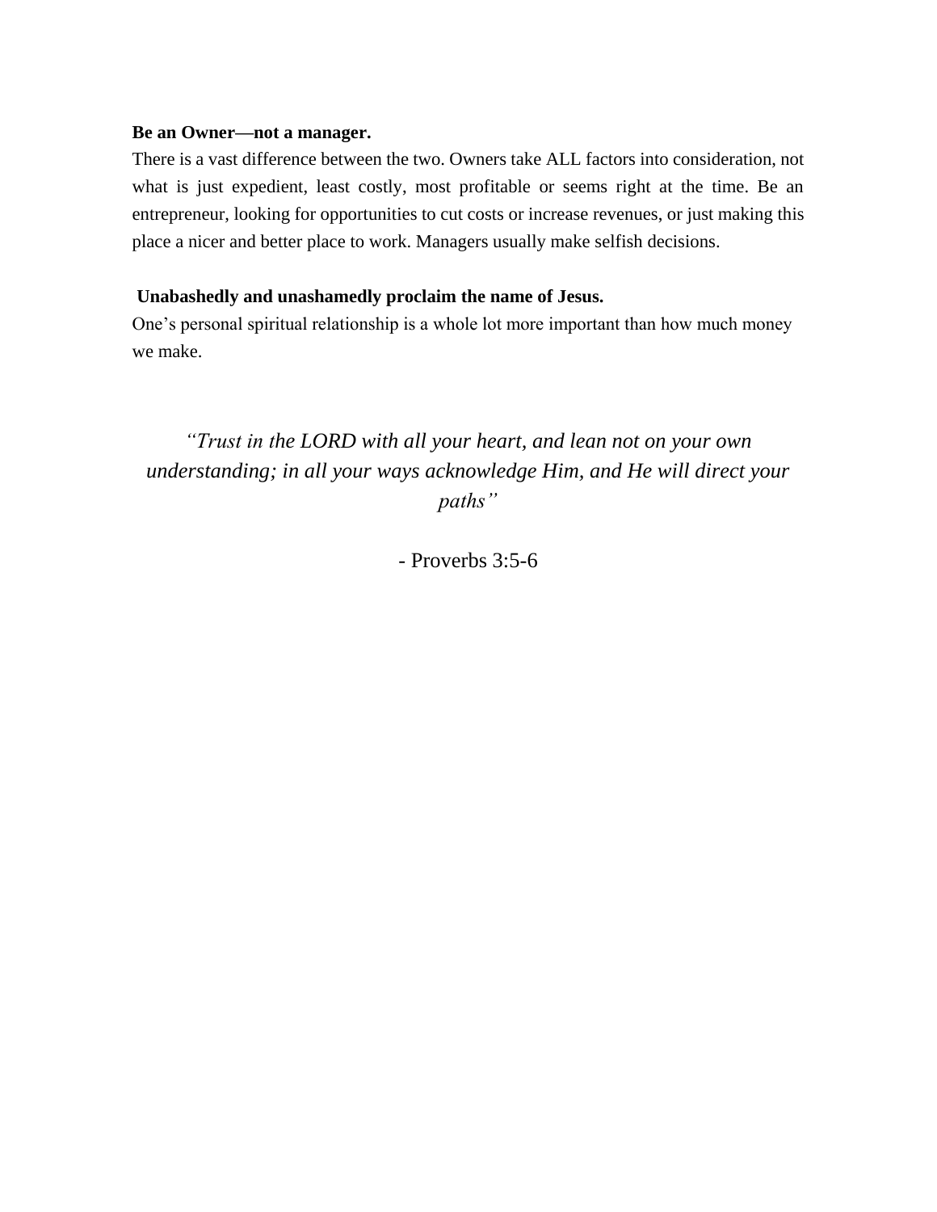**Be an Owner—not a manager.**

There is a vast difference between the two. Owners take ALL factors into consideration, not what is just expedient, least costly, most profitable or seems right at the time. Be an entrepreneur, looking for opportunities to cut costs or increase revenues, or just making this place a nicer and better place to work. Managers usually make selfish decisions.

**Unabashedly and unashamedly proclaim the name of Jesus.**

One's personal spiritual relationship is a whole lot more important than how much money we make.

*"Trust in the LORD with all your heart, and lean not on your own understanding; in all your ways acknowledge Him, and He will direct your paths"*

- Proverbs 3:5-6